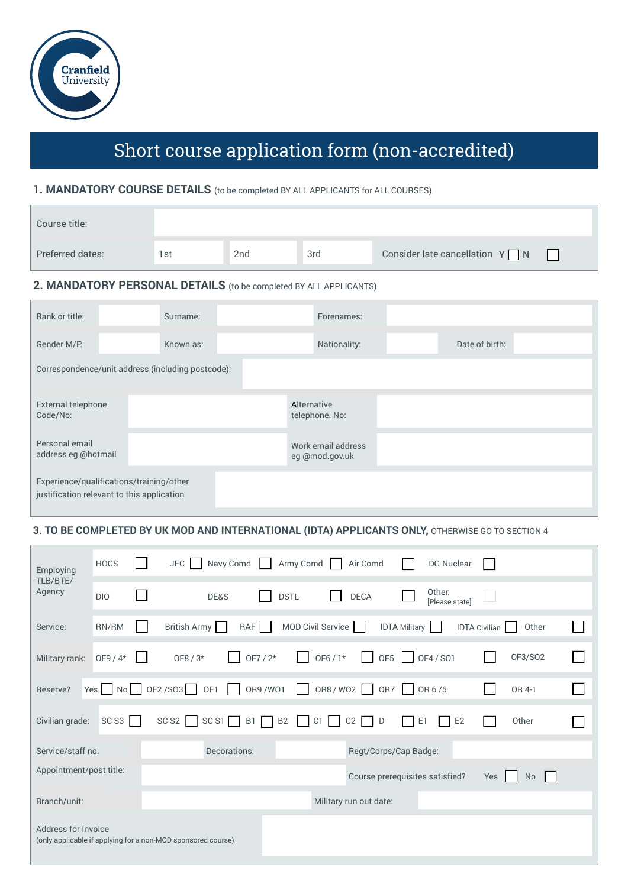Cranfield University

# Short course application form (non-accredited)

## 1. MANDATORY COURSE DETAILS (to be completed BY ALL APPLICANTS for ALL COURSES)

| Course title: | | | | |
|---|---|---|---|---|
| Preferred dates: | 1st | 2nd | 3rd | Consider late cancellation Y ☐ N ☐ |

## 2. MANDATORY PERSONAL DETAILS (to be completed BY ALL APPLICANTS)

| Rank or title: | | Surname: | | Forenames: | | | |
|---|---|---|---|---|---|---|---|
| Gender M/F: | | Known as: | | Nationality: | | Date of birth: | |

| Correspondence/unit address (including postcode): | | | |
|---|---|---|---|
| External telephone Code/No: | | Alternative telephone. No: | |
| Personal email address eg @hotmail | | Work email address eg @mod.gov.uk | |
| Experience/qualifications/training/other justification relevant to this application | | | |

## 3. TO BE COMPLETED BY UK MOD AND INTERNATIONAL (IDTA) APPLICANTS ONLY, OTHERWISE GO TO SECTION 4

**Employing TLB/BTE/ Agency**

HOCS ☐ JFC ☐ Navy Comd ☐ Army Comd ☐ Air Comd ☐ DG Nuclear ☐

DIO ☐ DE&S ☐ DSTL ☐ DECA ☐ Other: [Please state] ☐

**Service:** RN/RM ☐ British Army ☐ RAF ☐ MOD Civil Service ☐ IDTA Military ☐ IDTA Civilian ☐ Other ☐

**Military rank:** OF9 / 4* ☐ OF8 / 3* ☐ OF7 / 2* ☐ OF6 / 1* ☐ OF5 ☐ OF4 / SO1 ☐ OF3/SO2 ☐

**Reserve?** Yes ☐ No ☐ OF2 /SO3 ☐ OF1 ☐ OR9 /WO1 ☐ OR8 / WO2 ☐ OR7 ☐ OR 6 /5 ☐ OR 4-1 ☐

**Civilian grade:** SC S3 ☐ SC S2 ☐ SC S1 ☐ B1 ☐ B2 ☐ C1 ☐ C2 ☐ D ☐ E1 ☐ E2 ☐ Other ☐

| Service/staff no. | | Decorations: | | Regt/Corps/Cap Badge: | |
|---|---|---|---|---|---|
| Appointment/post title: | | | | Course prerequisites satisfied? | Yes ☐ No ☐ |
| Branch/unit: | | | | Military run out date: | |

| Address for invoice (only applicable if applying for a non-MOD sponsored course) | |
|---|---|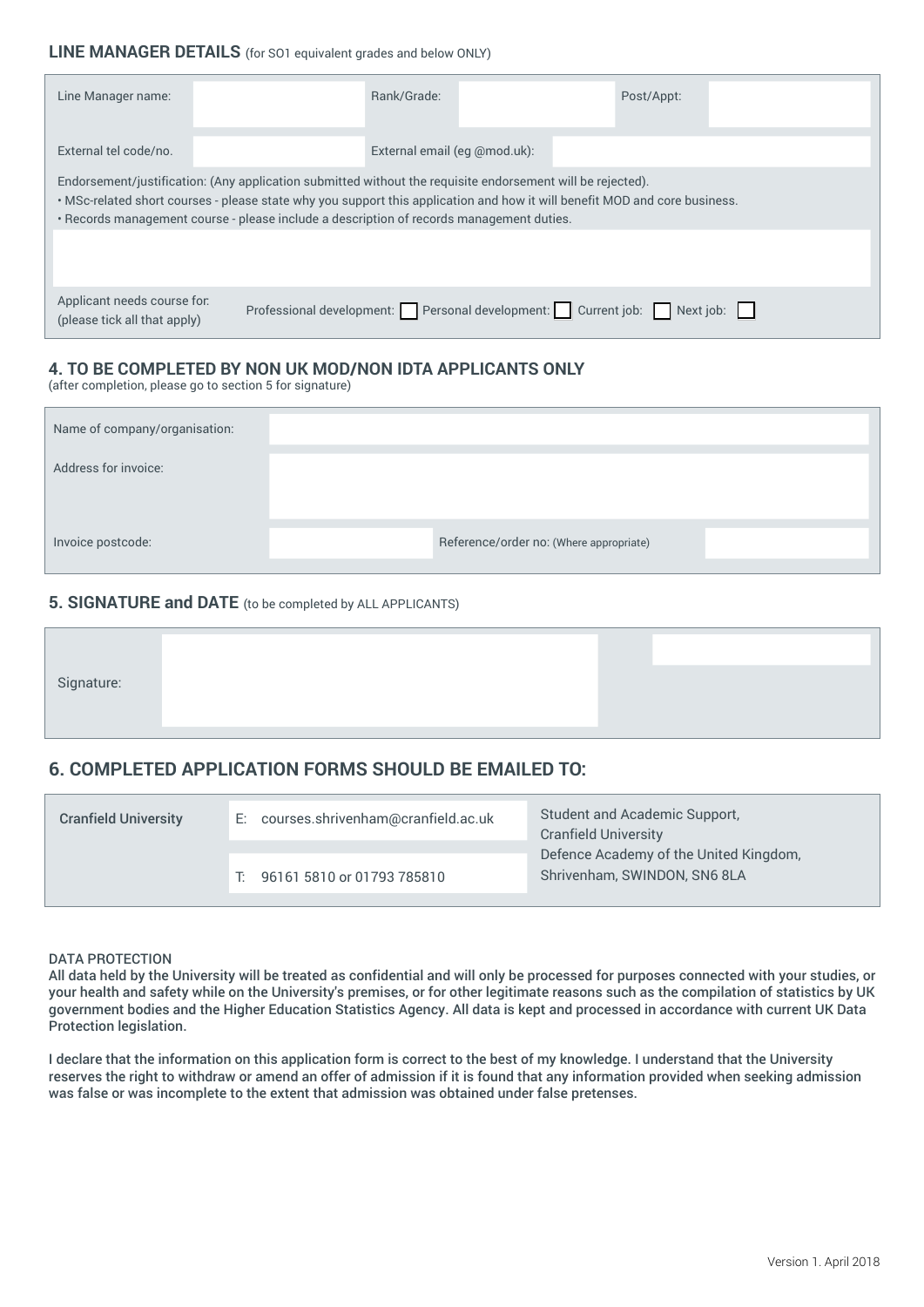## LINE MANAGER DETAILS (for SO1 equivalent grades and below ONLY)

| | | | | | |
|---|---|---|---|---|---|
| Line Manager name: | | Rank/Grade: | | Post/Appt: | |
| External tel code/no. | | External email (eg @mod.uk): | | | |

Endorsement/justification: (Any application submitted without the requisite endorsement will be rejected).
• MSc-related short courses - please state why you support this application and how it will benefit MOD and core business.
• Records management course - please include a description of records management duties.

Applicant needs course for: (please tick all that apply)
Professional development: ☐ Personal development: ☐ Current job: ☐ Next job: ☐

## 4. TO BE COMPLETED BY NON UK MOD/NON IDTA APPLICANTS ONLY
(after completion, please go to section 5 for signature)

| | | | |
|---|---|---|---|
| Name of company/organisation: | | | |
| Address for invoice: | | | |
| Invoice postcode: | | Reference/order no: (Where appropriate) | |

## 5. SIGNATURE and DATE (to be completed by ALL APPLICANTS)

Signature:

## 6. COMPLETED APPLICATION FORMS SHOULD BE EMAILED TO:

| | | |
|---|---|---|
| Cranfield University | E: courses.shrivenham@cranfield.ac.uk | Student and Academic Support, Cranfield University Defence Academy of the United Kingdom, Shrivenham, SWINDON, SN6 8LA |
| | T: 96161 5810 or 01793 785810 | |

DATA PROTECTION
All data held by the University will be treated as confidential and will only be processed for purposes connected with your studies, or your health and safety while on the University's premises, or for other legitimate reasons such as the compilation of statistics by UK government bodies and the Higher Education Statistics Agency. All data is kept and processed in accordance with current UK Data Protection legislation.

I declare that the information on this application form is correct to the best of my knowledge. I understand that the University reserves the right to withdraw or amend an offer of admission if it is found that any information provided when seeking admission was false or was incomplete to the extent that admission was obtained under false pretenses.

Version 1. April 2018